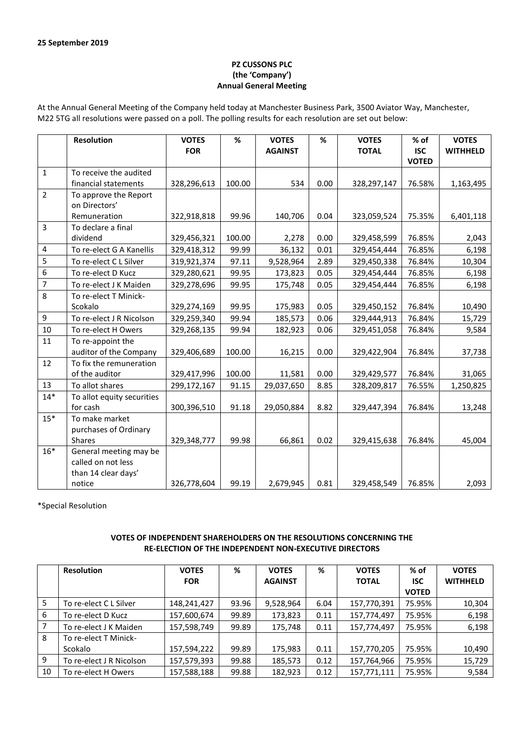**25 September 2019**

**PZ CUSSONS PLC**
**(the 'Company')**
**Annual General Meeting**

At the Annual General Meeting of the Company held today at Manchester Business Park, 3500 Aviator Way, Manchester, M22 5TG all resolutions were passed on a poll. The polling results for each resolution are set out below:

| | Resolution | VOTES FOR | % | VOTES AGAINST | % | VOTES TOTAL | % of ISC VOTED | VOTES WITHHELD |
|---|---|---|---|---|---|---|---|---|
| 1 | To receive the audited financial statements | 328,296,613 | 100.00 | 534 | 0.00 | 328,297,147 | 76.58% | 1,163,495 |
| 2 | To approve the Report on Directors' Remuneration | 322,918,818 | 99.96 | 140,706 | 0.04 | 323,059,524 | 75.35% | 6,401,118 |
| 3 | To declare a final dividend | 329,456,321 | 100.00 | 2,278 | 0.00 | 329,458,599 | 76.85% | 2,043 |
| 4 | To re-elect G A Kanellis | 329,418,312 | 99.99 | 36,132 | 0.01 | 329,454,444 | 76.85% | 6,198 |
| 5 | To re-elect C L Silver | 319,921,374 | 97.11 | 9,528,964 | 2.89 | 329,450,338 | 76.84% | 10,304 |
| 6 | To re-elect D Kucz | 329,280,621 | 99.95 | 173,823 | 0.05 | 329,454,444 | 76.85% | 6,198 |
| 7 | To re-elect J K Maiden | 329,278,696 | 99.95 | 175,748 | 0.05 | 329,454,444 | 76.85% | 6,198 |
| 8 | To re-elect T Minick-Scokalo | 329,274,169 | 99.95 | 175,983 | 0.05 | 329,450,152 | 76.84% | 10,490 |
| 9 | To re-elect J R Nicolson | 329,259,340 | 99.94 | 185,573 | 0.06 | 329,444,913 | 76.84% | 15,729 |
| 10 | To re-elect H Owers | 329,268,135 | 99.94 | 182,923 | 0.06 | 329,451,058 | 76.84% | 9,584 |
| 11 | To re-appoint the auditor of the Company | 329,406,689 | 100.00 | 16,215 | 0.00 | 329,422,904 | 76.84% | 37,738 |
| 12 | To fix the remuneration of the auditor | 329,417,996 | 100.00 | 11,581 | 0.00 | 329,429,577 | 76.84% | 31,065 |
| 13 | To allot shares | 299,172,167 | 91.15 | 29,037,650 | 8.85 | 328,209,817 | 76.55% | 1,250,825 |
| 14* | To allot equity securities for cash | 300,396,510 | 91.18 | 29,050,884 | 8.82 | 329,447,394 | 76.84% | 13,248 |
| 15* | To make market purchases of Ordinary Shares | 329,348,777 | 99.98 | 66,861 | 0.02 | 329,415,638 | 76.84% | 45,004 |
| 16* | General meeting may be called on not less than 14 clear days' notice | 326,778,604 | 99.19 | 2,679,945 | 0.81 | 329,458,549 | 76.85% | 2,093 |

*Special Resolution

**VOTES OF INDEPENDENT SHAREHOLDERS ON THE RESOLUTIONS CONCERNING THE RE-ELECTION OF THE INDEPENDENT NON-EXECUTIVE DIRECTORS**

| | Resolution | VOTES FOR | % | VOTES AGAINST | % | VOTES TOTAL | % of ISC VOTED | VOTES WITHHELD |
|---|---|---|---|---|---|---|---|---|
| 5 | To re-elect C L Silver | 148,241,427 | 93.96 | 9,528,964 | 6.04 | 157,770,391 | 75.95% | 10,304 |
| 6 | To re-elect D Kucz | 157,600,674 | 99.89 | 173,823 | 0.11 | 157,774,497 | 75.95% | 6,198 |
| 7 | To re-elect J K Maiden | 157,598,749 | 99.89 | 175,748 | 0.11 | 157,774,497 | 75.95% | 6,198 |
| 8 | To re-elect T Minick-Scokalo | 157,594,222 | 99.89 | 175,983 | 0.11 | 157,770,205 | 75.95% | 10,490 |
| 9 | To re-elect J R Nicolson | 157,579,393 | 99.88 | 185,573 | 0.12 | 157,764,966 | 75.95% | 15,729 |
| 10 | To re-elect H Owers | 157,588,188 | 99.88 | 182,923 | 0.12 | 157,771,111 | 75.95% | 9,584 |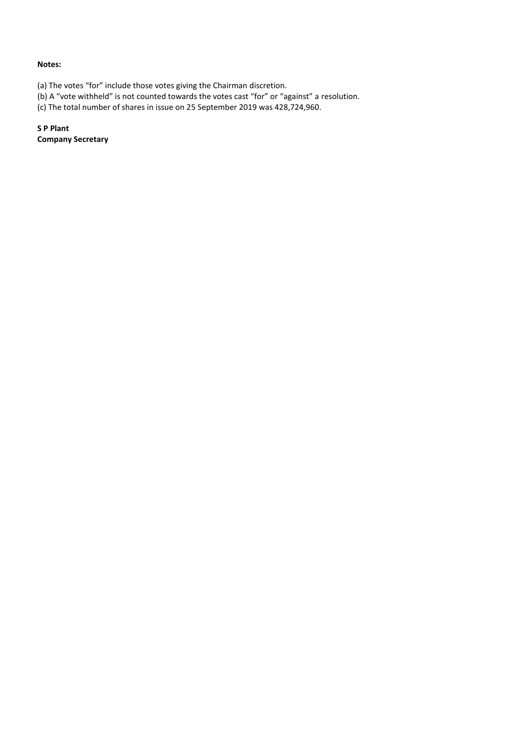**Notes:**

(a) The votes "for" include those votes giving the Chairman discretion.
(b) A "vote withheld" is not counted towards the votes cast "for" or "against" a resolution.
(c) The total number of shares in issue on 25 September 2019 was 428,724,960.

**S P Plant**
**Company Secretary**